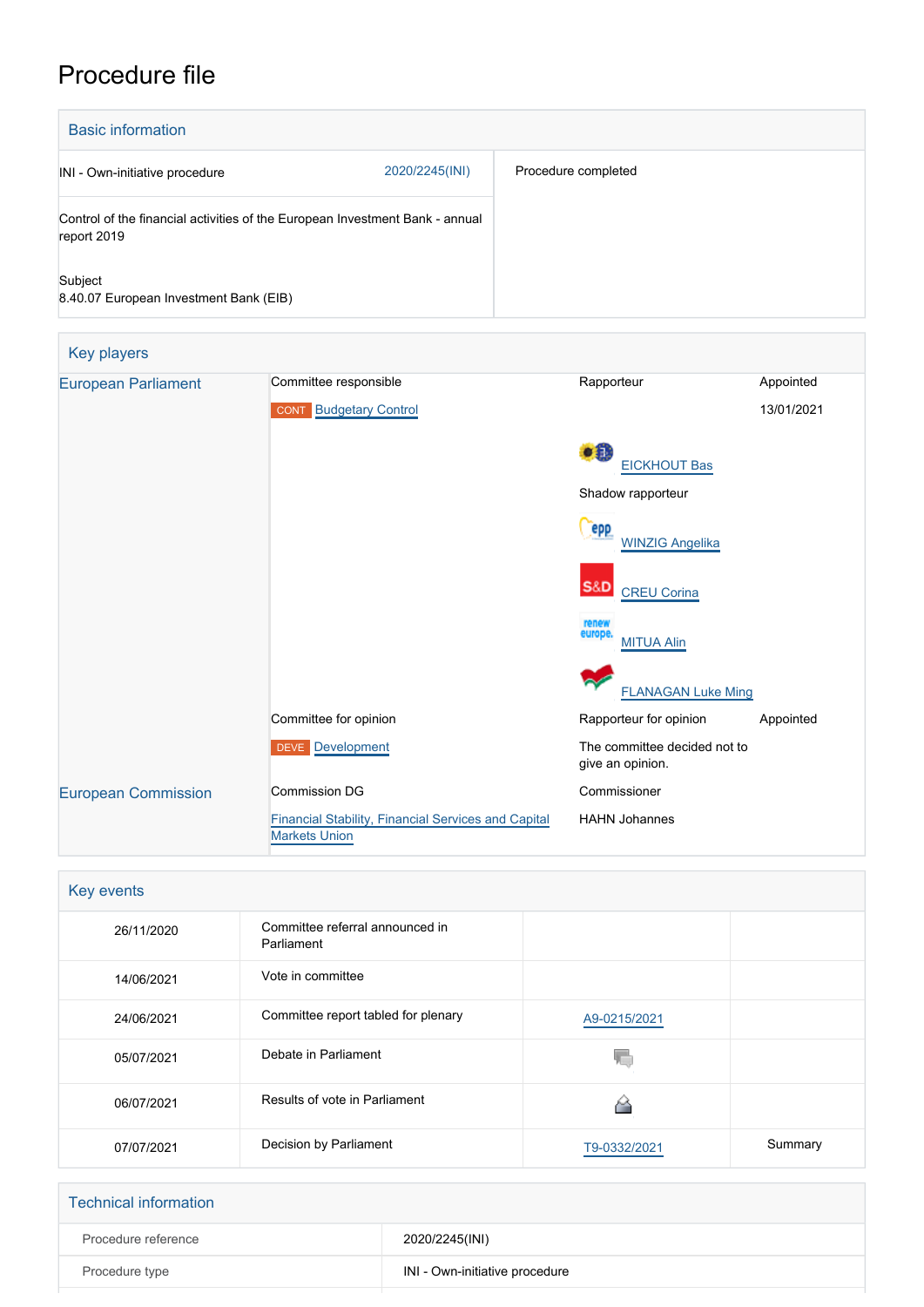# Procedure file

## Basic information

| | |
|---|---|
| INI - Own-initiative procedure 2020/2245(INI) | Procedure completed |
| Control of the financial activities of the European Investment Bank - annual report 2019 | |
| Subject<br>8.40.07 European Investment Bank (EIB) | |

## Key players

| | | | |
|---|---|---|---|
| European Parliament | Committee responsible | Rapporteur | Appointed |
| | CONT Budgetary Control | | 13/01/2021 |
| | | EICKHOUT Bas | |
| | | Shadow rapporteur | |
| | | WINZIG Angelika | |
| | | CREU Corina | |
| | | MITUA Alin | |
| | | FLANAGAN Luke Ming | |
| | Committee for opinion | Rapporteur for opinion | Appointed |
| | DEVE Development | The committee decided not to give an opinion. | |
| European Commission | Commission DG | Commissioner | |
| | Financial Stability, Financial Services and Capital Markets Union | HAHN Johannes | |

## Key events

| | | | |
|---|---|---|---|
| 26/11/2020 | Committee referral announced in Parliament | | |
| 14/06/2021 | Vote in committee | | |
| 24/06/2021 | Committee report tabled for plenary | A9-0215/2021 | |
| 05/07/2021 | Debate in Parliament | | |
| 06/07/2021 | Results of vote in Parliament | | |
| 07/07/2021 | Decision by Parliament | T9-0332/2021 | Summary |

## Technical information

| | |
|---|---|
| Procedure reference | 2020/2245(INI) |
| Procedure type | INI - Own-initiative procedure |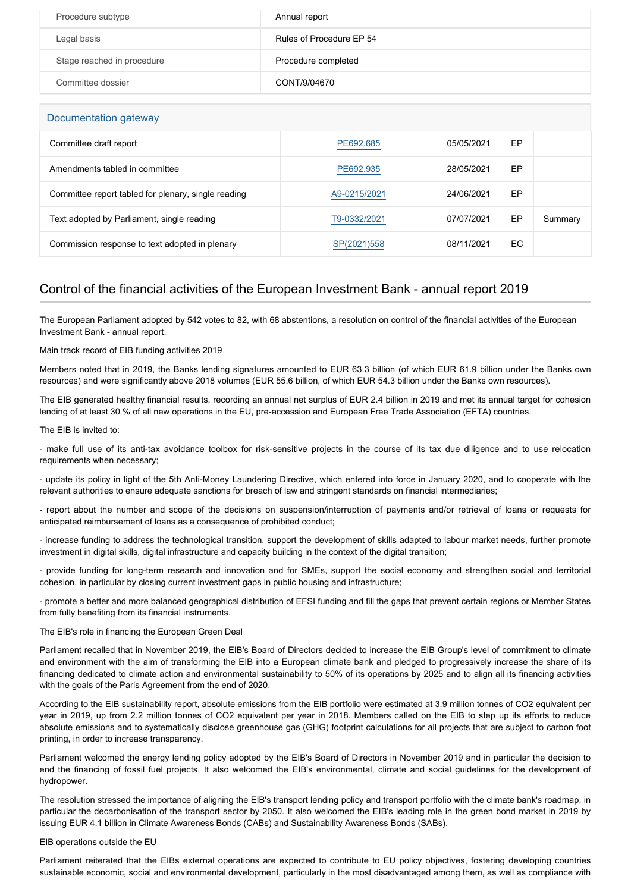| Procedure subtype | Annual report |
| --- | --- |
| Legal basis | Rules of Procedure EP 54 |
| Stage reached in procedure | Procedure completed |
| Committee dossier | CONT/9/04670 |

## Documentation gateway

| | | | | | |
| --- | --- | --- | --- | --- | --- |
| Committee draft report | | PE692.685 | 05/05/2021 | EP | |
| Amendments tabled in committee | | PE692.935 | 28/05/2021 | EP | |
| Committee report tabled for plenary, single reading | | A9-0215/2021 | 24/06/2021 | EP | |
| Text adopted by Parliament, single reading | | T9-0332/2021 | 07/07/2021 | EP | Summary |
| Commission response to text adopted in plenary | | SP(2021)558 | 08/11/2021 | EC | |

# Control of the financial activities of the European Investment Bank - annual report 2019

The European Parliament adopted by 542 votes to 82, with 68 abstentions, a resolution on control of the financial activities of the European Investment Bank - annual report.

Main track record of EIB funding activities 2019

Members noted that in 2019, the Banks lending signatures amounted to EUR 63.3 billion (of which EUR 61.9 billion under the Banks own resources) and were significantly above 2018 volumes (EUR 55.6 billion, of which EUR 54.3 billion under the Banks own resources).

The EIB generated healthy financial results, recording an annual net surplus of EUR 2.4 billion in 2019 and met its annual target for cohesion lending of at least 30 % of all new operations in the EU, pre-accession and European Free Trade Association (EFTA) countries.

The EIB is invited to:

- make full use of its anti-tax avoidance toolbox for risk-sensitive projects in the course of its tax due diligence and to use relocation requirements when necessary;

- update its policy in light of the 5th Anti-Money Laundering Directive, which entered into force in January 2020, and to cooperate with the relevant authorities to ensure adequate sanctions for breach of law and stringent standards on financial intermediaries;

- report about the number and scope of the decisions on suspension/interruption of payments and/or retrieval of loans or requests for anticipated reimbursement of loans as a consequence of prohibited conduct;

- increase funding to address the technological transition, support the development of skills adapted to labour market needs, further promote investment in digital skills, digital infrastructure and capacity building in the context of the digital transition;

- provide funding for long-term research and innovation and for SMEs, support the social economy and strengthen social and territorial cohesion, in particular by closing current investment gaps in public housing and infrastructure;

- promote a better and more balanced geographical distribution of EFSI funding and fill the gaps that prevent certain regions or Member States from fully benefiting from its financial instruments.

The EIB's role in financing the European Green Deal

Parliament recalled that in November 2019, the EIB's Board of Directors decided to increase the EIB Group's level of commitment to climate and environment with the aim of transforming the EIB into a European climate bank and pledged to progressively increase the share of its financing dedicated to climate action and environmental sustainability to 50% of its operations by 2025 and to align all its financing activities with the goals of the Paris Agreement from the end of 2020.

According to the EIB sustainability report, absolute emissions from the EIB portfolio were estimated at 3.9 million tonnes of $CO_2$ equivalent per year in 2019, up from 2.2 million tonnes of $CO_2$ equivalent per year in 2018. Members called on the EIB to step up its efforts to reduce absolute emissions and to systematically disclose greenhouse gas (GHG) footprint calculations for all projects that are subject to carbon foot printing, in order to increase transparency.

Parliament welcomed the energy lending policy adopted by the EIB's Board of Directors in November 2019 and in particular the decision to end the financing of fossil fuel projects. It also welcomed the EIB's environmental, climate and social guidelines for the development of hydropower.

The resolution stressed the importance of aligning the EIB's transport lending policy and transport portfolio with the climate bank's roadmap, in particular the decarbonisation of the transport sector by 2050. It also welcomed the EIB's leading role in the green bond market in 2019 by issuing EUR 4.1 billion in Climate Awareness Bonds (CABs) and Sustainability Awareness Bonds (SABs).

EIB operations outside the EU

Parliament reiterated that the EIBs external operations are expected to contribute to EU policy objectives, fostering developing countries sustainable economic, social and environmental development, particularly in the most disadvantaged among them, as well as compliance with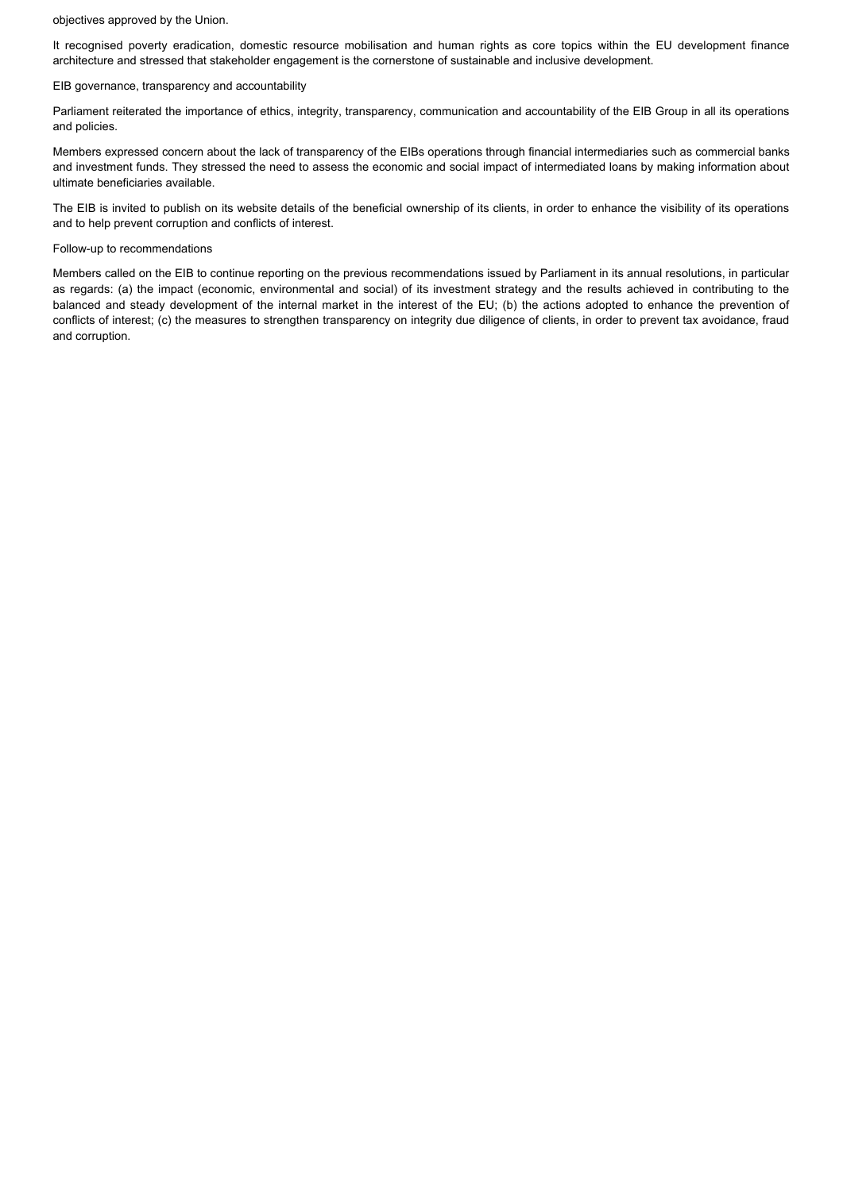objectives approved by the Union.

It recognised poverty eradication, domestic resource mobilisation and human rights as core topics within the EU development finance architecture and stressed that stakeholder engagement is the cornerstone of sustainable and inclusive development.

EIB governance, transparency and accountability

Parliament reiterated the importance of ethics, integrity, transparency, communication and accountability of the EIB Group in all its operations and policies.

Members expressed concern about the lack of transparency of the EIBs operations through financial intermediaries such as commercial banks and investment funds. They stressed the need to assess the economic and social impact of intermediated loans by making information about ultimate beneficiaries available.

The EIB is invited to publish on its website details of the beneficial ownership of its clients, in order to enhance the visibility of its operations and to help prevent corruption and conflicts of interest.

Follow-up to recommendations

Members called on the EIB to continue reporting on the previous recommendations issued by Parliament in its annual resolutions, in particular as regards: (a) the impact (economic, environmental and social) of its investment strategy and the results achieved in contributing to the balanced and steady development of the internal market in the interest of the EU; (b) the actions adopted to enhance the prevention of conflicts of interest; (c) the measures to strengthen transparency on integrity due diligence of clients, in order to prevent tax avoidance, fraud and corruption.